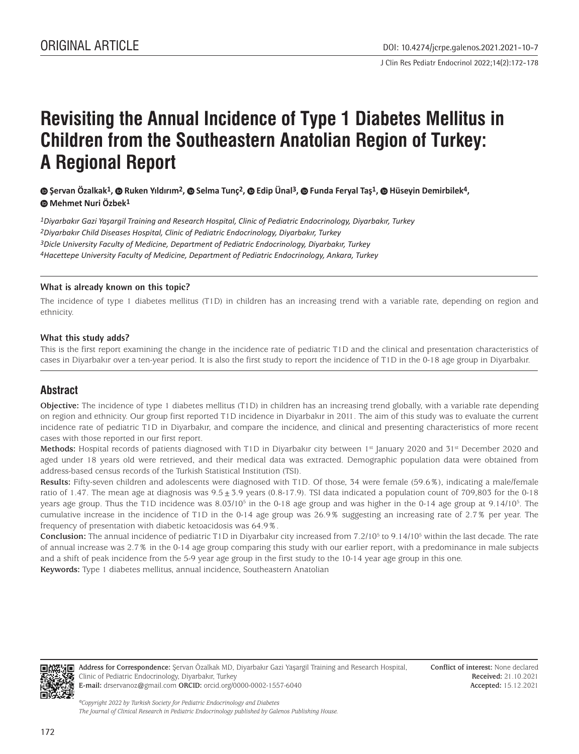ORIGINAL ARTICLE

DOI: 10.4274/jcrpe.galenos.2021.2021-10-7

# Revisiting the Annual Incidence of Type 1 Diabetes Mellitus in Children from the Southeastern Anatolian Region of Turkey: A Regional Report

Şervan Özalkak[1], Ruken Yıldırım[2], Selma Tunç[2], Edip Ünal[3], Funda Feryal Taş[1], Hüseyin Demirbilek[4], Mehmet Nuri Özbek[1]

*[1]Diyarbakır Gazi Yaşargil Training and Research Hospital, Clinic of Pediatric Endocrinology, Diyarbakır, Turkey*
*[2]Diyarbakır Child Diseases Hospital, Clinic of Pediatric Endocrinology, Diyarbakır, Turkey*
*[3]Dicle University Faculty of Medicine, Department of Pediatric Endocrinology, Diyarbakır, Turkey*
*[4]Hacettepe University Faculty of Medicine, Department of Pediatric Endocrinology, Ankara, Turkey*

### What is already known on this topic?

The incidence of type 1 diabetes mellitus (T1D) in children has an increasing trend with a variable rate, depending on region and ethnicity.

### What this study adds?

This is the first report examining the change in the incidence rate of pediatric T1D and the clinical and presentation characteristics of cases in Diyarbakır over a ten-year period. It is also the first study to report the incidence of T1D in the 0-18 age group in Diyarbakır.

## Abstract

**Objective:** The incidence of type 1 diabetes mellitus (T1D) in children has an increasing trend globally, with a variable rate depending on region and ethnicity. Our group first reported T1D incidence in Diyarbakır in 2011. The aim of this study was to evaluate the current incidence rate of pediatric T1D in Diyarbakır, and compare the incidence, and clinical and presenting characteristics of more recent cases with those reported in our first report.

**Methods:** Hospital records of patients diagnosed with T1D in Diyarbakır city between 1st January 2020 and 31st December 2020 and aged under 18 years old were retrieved, and their medical data was extracted. Demographic population data were obtained from address-based census records of the Turkish Statistical Institution (TSI).

**Results:** Fifty-seven children and adolescents were diagnosed with T1D. Of those, 34 were female (59.6%), indicating a male/female ratio of 1.47. The mean age at diagnosis was $9.5 \pm 3.9$ years (0.8-17.9). TSI data indicated a population count of 709,803 for the 0-18 years age group. Thus the T1D incidence was $8.03/10^5$ in the 0-18 age group and was higher in the 0-14 age group at $9.14/10^5$. The cumulative increase in the incidence of T1D in the 0-14 age group was 26.9% suggesting an increasing rate of 2.7% per year. The frequency of presentation with diabetic ketoacidosis was 64.9%.

**Conclusion:** The annual incidence of pediatric T1D in Diyarbakır city increased from $7.2/10^5$ to $9.14/10^5$ within the last decade. The rate of annual increase was 2.7% in the 0-14 age group comparing this study with our earlier report, with a predominance in male subjects and a shift of peak incidence from the 5-9 year age group in the first study to the 10-14 year age group in this one.

**Keywords:** Type 1 diabetes mellitus, annual incidence, Southeastern Anatolian

**Address for Correspondence:** Şervan Özalkak MD, Diyarbakır Gazi Yaşargil Training and Research Hospital, Clinic of Pediatric Endocrinology, Diyarbakır, Turkey
**E-mail:** drservanoz@gmail.com **ORCID:** orcid.org/0000-0002-1557-6040

**Conflict of interest:** None declared
**Received:** 21.10.2021
**Accepted:** 15.12.2021

*©Copyright 2022 by Turkish Society for Pediatric Endocrinology and Diabetes*
*The Journal of Clinical Research in Pediatric Endocrinology published by Galenos Publishing House.*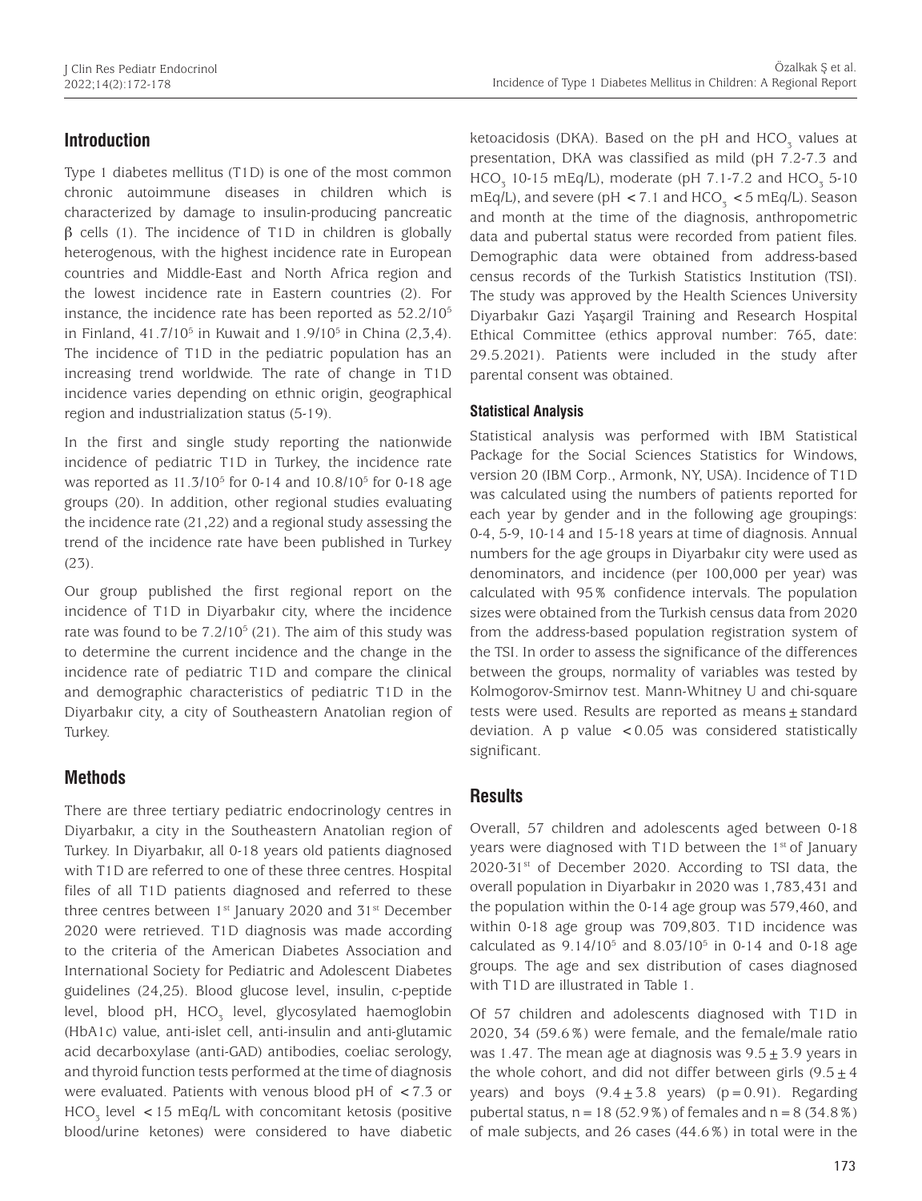## Introduction

Type 1 diabetes mellitus (T1D) is one of the most common chronic autoimmune diseases in children which is characterized by damage to insulin-producing pancreatic β cells (1). The incidence of T1D in children is globally heterogenous, with the highest incidence rate in European countries and Middle-East and North Africa region and the lowest incidence rate in Eastern countries (2). For instance, the incidence rate has been reported as $52.2/10^5$ in Finland, $41.7/10^5$ in Kuwait and $1.9/10^5$ in China (2,3,4). The incidence of T1D in the pediatric population has an increasing trend worldwide. The rate of change in T1D incidence varies depending on ethnic origin, geographical region and industrialization status (5-19).

In the first and single study reporting the nationwide incidence of pediatric T1D in Turkey, the incidence rate was reported as $11.3/10^5$ for 0-14 and $10.8/10^5$ for 0-18 age groups (20). In addition, other regional studies evaluating the incidence rate (21,22) and a regional study assessing the trend of the incidence rate have been published in Turkey (23).

Our group published the first regional report on the incidence of T1D in Diyarbakır city, where the incidence rate was found to be $7.2/10^5$ (21). The aim of this study was to determine the current incidence and the change in the incidence rate of pediatric T1D and compare the clinical and demographic characteristics of pediatric T1D in the Diyarbakır city, a city of Southeastern Anatolian region of Turkey.

## Methods

There are three tertiary pediatric endocrinology centres in Diyarbakır, a city in the Southeastern Anatolian region of Turkey. In Diyarbakır, all 0-18 years old patients diagnosed with T1D are referred to one of these three centres. Hospital files of all T1D patients diagnosed and referred to these three centres between 1st January 2020 and 31st December 2020 were retrieved. T1D diagnosis was made according to the criteria of the American Diabetes Association and International Society for Pediatric and Adolescent Diabetes guidelines (24,25). Blood glucose level, insulin, c-peptide level, blood pH, $HCO_3$ level, glycosylated haemoglobin (HbA1c) value, anti-islet cell, anti-insulin and anti-glutamic acid decarboxylase (anti-GAD) antibodies, coeliac serology, and thyroid function tests performed at the time of diagnosis were evaluated. Patients with venous blood pH of <7.3 or $HCO_3$ level <15 mEq/L with concomitant ketosis (positive blood/urine ketones) were considered to have diabetic ketoacidosis (DKA). Based on the pH and $HCO_3$ values at presentation, DKA was classified as mild (pH 7.2-7.3 and $HCO_3$ 10-15 mEq/L), moderate (pH 7.1-7.2 and $HCO_3$ 5-10 mEq/L), and severe (pH <7.1 and $HCO_3$ <5 mEq/L). Season and month at the time of the diagnosis, anthropometric data and pubertal status were recorded from patient files. Demographic data were obtained from address-based census records of the Turkish Statistics Institution (TSI). The study was approved by the Health Sciences University Diyarbakır Gazi Yaşargil Training and Research Hospital Ethical Committee (ethics approval number: 765, date: 29.5.2021). Patients were included in the study after parental consent was obtained.

### Statistical Analysis

Statistical analysis was performed with IBM Statistical Package for the Social Sciences Statistics for Windows, version 20 (IBM Corp., Armonk, NY, USA). Incidence of T1D was calculated using the numbers of patients reported for each year by gender and in the following age groupings: 0-4, 5-9, 10-14 and 15-18 years at time of diagnosis. Annual numbers for the age groups in Diyarbakır city were used as denominators, and incidence (per 100,000 per year) was calculated with 95% confidence intervals. The population sizes were obtained from the Turkish census data from 2020 from the address-based population registration system of the TSI. In order to assess the significance of the differences between the groups, normality of variables was tested by Kolmogorov-Smirnov test. Mann-Whitney U and chi-square tests were used. Results are reported as means ± standard deviation. A p value <0.05 was considered statistically significant.

## Results

Overall, 57 children and adolescents aged between 0-18 years were diagnosed with T1D between the 1st of January 2020-31st of December 2020. According to TSI data, the overall population in Diyarbakır in 2020 was 1,783,431 and the population within the 0-14 age group was 579,460, and within 0-18 age group was 709,803. T1D incidence was calculated as $9.14/10^5$ and $8.03/10^5$ in 0-14 and 0-18 age groups. The age and sex distribution of cases diagnosed with T1D are illustrated in Table 1.

Of 57 children and adolescents diagnosed with T1D in 2020, 34 (59.6%) were female, and the female/male ratio was 1.47. The mean age at diagnosis was 9.5±3.9 years in the whole cohort, and did not differ between girls (9.5±4 years) and boys (9.4±3.8 years) (p=0.91). Regarding pubertal status, n=18 (52.9%) of females and n=8 (34.8%) of male subjects, and 26 cases (44.6%) in total were in the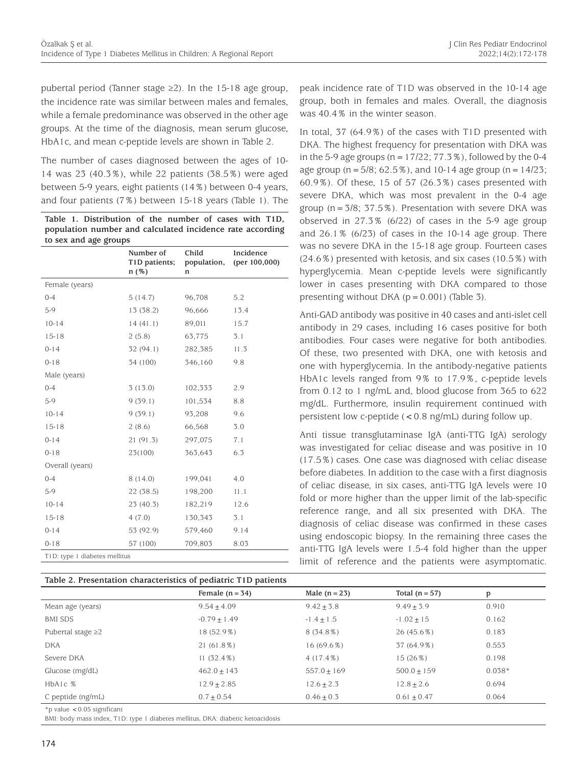pubertal period (Tanner stage ≥2). In the 15-18 age group, the incidence rate was similar between males and females, while a female predominance was observed in the other age groups. At the time of the diagnosis, mean serum glucose, HbA1c, and mean c-peptide levels are shown in Table 2.

The number of cases diagnosed between the ages of 10-14 was 23 (40.3%), while 22 patients (38.5%) were aged between 5-9 years, eight patients (14%) between 0-4 years, and four patients (7%) between 15-18 years (Table 1). The peak incidence rate of T1D was observed in the 10-14 age group, both in females and males. Overall, the diagnosis was 40.4% in the winter season.

**Table 1. Distribution of the number of cases with T1D, population number and calculated incidence rate according to sex and age groups**

| | Number of T1D patients; n (%) | Child population, n | Incidence (per 100,000) |
|---|---|---|---|
| Female (years) | | | |
| 0-4 | 5 (14.7) | 96,708 | 5.2 |
| 5-9 | 13 (38.2) | 96,666 | 13.4 |
| 10-14 | 14 (41.1) | 89,011 | 15.7 |
| 15-18 | 2 (5.8) | 63,775 | 3.1 |
| 0-14 | 32 (94.1) | 282,385 | 11.3 |
| 0-18 | 34 (100) | 346,160 | 9.8 |
| Male (years) | | | |
| 0-4 | 3 (13.0) | 102,333 | 2.9 |
| 5-9 | 9 (39.1) | 101,534 | 8.8 |
| 10-14 | 9 (39.1) | 93,208 | 9.6 |
| 15-18 | 2 (8.6) | 66,568 | 3.0 |
| 0-14 | 21 (91.3) | 297,075 | 7.1 |
| 0-18 | 23(100) | 363,643 | 6.3 |
| Overall (years) | | | |
| 0-4 | 8 (14.0) | 199,041 | 4.0 |
| 5-9 | 22 (38.5) | 198,200 | 11.1 |
| 10-14 | 23 (40.3) | 182,219 | 12.6 |
| 15-18 | 4 (7.0) | 130,343 | 3.1 |
| 0-14 | 53 (92.9) | 579,460 | 9.14 |
| 0-18 | 57 (100) | 709,803 | 8.03 |

T1D: type 1 diabetes mellitus

In total, 37 (64.9%) of the cases with T1D presented with DKA. The highest frequency for presentation with DKA was in the 5-9 age groups (n = 17/22; 77.3%), followed by the 0-4 age group (n = 5/8; 62.5%), and 10-14 age group (n = 14/23; 60.9%). Of these, 15 of 57 (26.3%) cases presented with severe DKA, which was most prevalent in the 0-4 age group (n = 3/8; 37.5%). Presentation with severe DKA was observed in 27.3% (6/22) of cases in the 5-9 age group and 26.1% (6/23) of cases in the 10-14 age group. There was no severe DKA in the 15-18 age group. Fourteen cases (24.6%) presented with ketosis, and six cases (10.5%) with hyperglycemia. Mean c-peptide levels were significantly lower in cases presenting with DKA compared to those presenting without DKA ($p = 0.001$) (Table 3).

Anti-GAD antibody was positive in 40 cases and anti-islet cell antibody in 29 cases, including 16 cases positive for both antibodies. Four cases were negative for both antibodies. Of these, two presented with DKA, one with ketosis and one with hyperglycemia. In the antibody-negative patients HbA1c levels ranged from 9% to 17.9%, c-peptide levels from 0.12 to 1 ng/mL and, blood glucose from 365 to 622 mg/dL. Furthermore, insulin requirement continued with persistent low c-peptide (<0.8 ng/mL) during follow up.

Anti tissue transglutaminase IgA (anti-TTG IgA) serology was investigated for celiac disease and was positive in 10 (17.5%) cases. One case was diagnosed with celiac disease before diabetes. In addition to the case with a first diagnosis of celiac disease, in six cases, anti-TTG IgA levels were 10 fold or more higher than the upper limit of the lab-specific reference range, and all six presented with DKA. The diagnosis of celiac disease was confirmed in these cases using endoscopic biopsy. In the remaining three cases the anti-TTG IgA levels were 1.5-4 fold higher than the upper limit of reference and the patients were asymptomatic.

**Table 2. Presentation characteristics of pediatric T1D patients**

| | Female (n = 34) | Male (n = 23) | Total (n = 57) | p |
|---|---|---|---|---|
| Mean age (years) | 9.54 ± 4.09 | 9.42 ± 3.8 | 9.49 ± 3.9 | 0.910 |
| BMI SDS | -0.79 ± 1.49 | -1.4 ± 1.5 | -1.02 ± 15 | 0.162 |
| Pubertal stage ≥2 | 18 (52.9%) | 8 (34.8%) | 26 (45.6%) | 0.183 |
| DKA | 21 (61.8%) | 16 (69.6%) | 37 (64.9%) | 0.553 |
| Severe DKA | 11 (32.4%) | 4 (17.4%) | 15 (26%) | 0.198 |
| Glucose (mg/dL) | 462.0 ± 143 | 557.0 ± 169 | 500.0 ± 159 | 0.038* |
| HbA1c % | 12.9 ± 2.85 | 12.6 ± 2.3 | 12.8 ± 2.6 | 0.694 |
| C peptide (ng/mL) | 0.7 ± 0.54 | 0.46 ± 0.3 | 0.61 ± 0.47 | 0.064 |

*p value <0.05 significant

BMI: body mass index, T1D: type 1 diabetes mellitus, DKA: diabetic ketoacidosis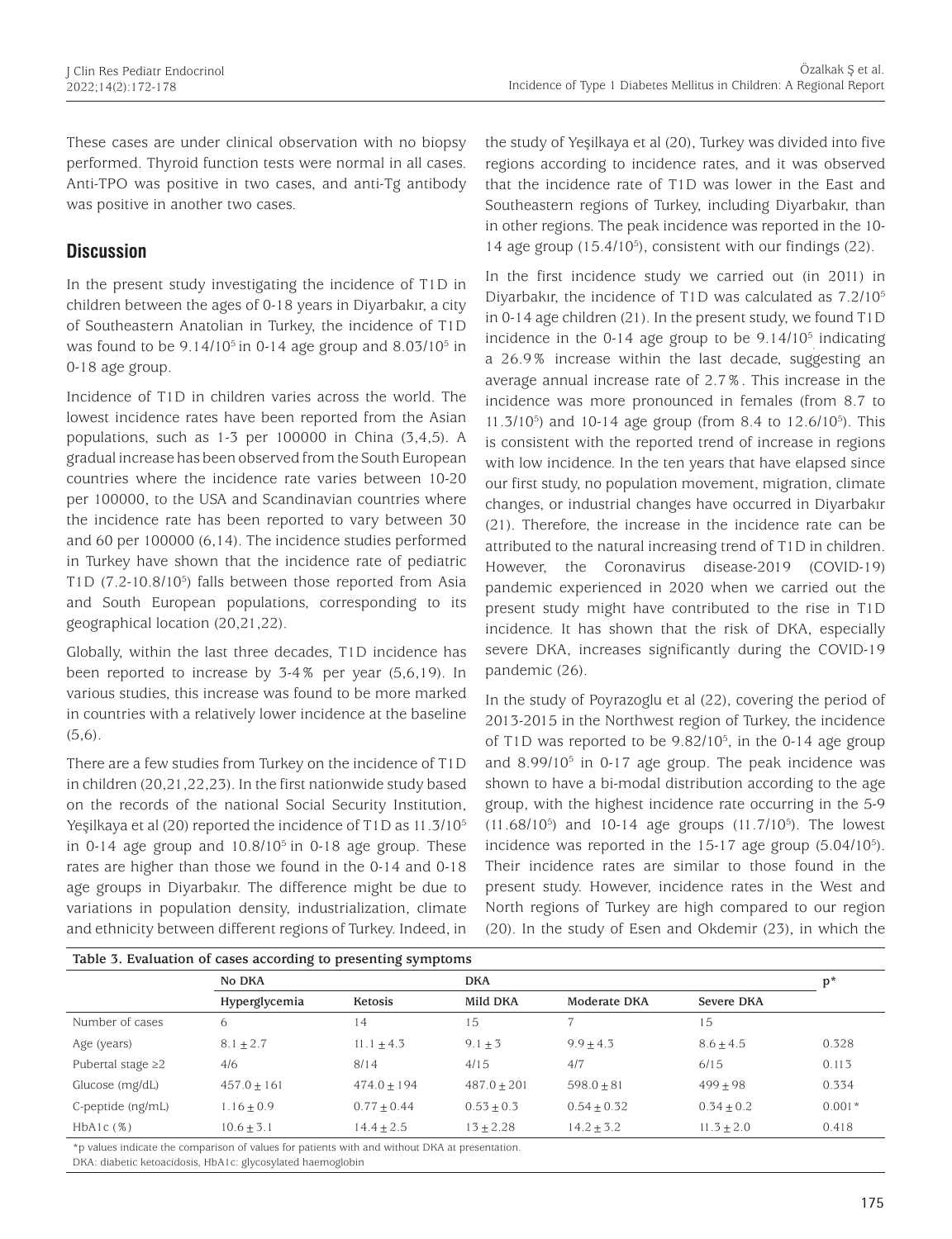These cases are under clinical observation with no biopsy performed. Thyroid function tests were normal in all cases. Anti-TPO was positive in two cases, and anti-Tg antibody was positive in another two cases.

## Discussion

In the present study investigating the incidence of T1D in children between the ages of 0-18 years in Diyarbakır, a city of Southeastern Anatolian in Turkey, the incidence of T1D was found to be $9.14/10^5$ in 0-14 age group and $8.03/10^5$ in 0-18 age group.

Incidence of T1D in children varies across the world. The lowest incidence rates have been reported from the Asian populations, such as 1-3 per 100000 in China (3,4,5). A gradual increase has been observed from the South European countries where the incidence rate varies between 10-20 per 100000, to the USA and Scandinavian countries where the incidence rate has been reported to vary between 30 and 60 per 100000 (6,14). The incidence studies performed in Turkey have shown that the incidence rate of pediatric T1D ($7.2$-$10.8/10^5$) falls between those reported from Asia and South European populations, corresponding to its geographical location (20,21,22).

Globally, within the last three decades, T1D incidence has been reported to increase by 3-4% per year (5,6,19). In various studies, this increase was found to be more marked in countries with a relatively lower incidence at the baseline (5,6).

There are a few studies from Turkey on the incidence of T1D in children (20,21,22,23). In the first nationwide study based on the records of the national Social Security Institution, Yeşilkaya et al (20) reported the incidence of T1D as $11.3/10^5$ in 0-14 age group and $10.8/10^5$ in 0-18 age group. These rates are higher than those we found in the 0-14 and 0-18 age groups in Diyarbakır. The difference might be due to variations in population density, industrialization, climate and ethnicity between different regions of Turkey. Indeed, in the study of Yeşilkaya et al (20), Turkey was divided into five regions according to incidence rates, and it was observed that the incidence rate of T1D was lower in the East and Southeastern regions of Turkey, including Diyarbakır, than in other regions. The peak incidence was reported in the 10-14 age group ($15.4/10^5$), consistent with our findings (22).

In the first incidence study we carried out (in 2011) in Diyarbakır, the incidence of T1D was calculated as $7.2/10^5$ in 0-14 age children (21). In the present study, we found T1D incidence in the 0-14 age group to be $9.14/10^5$ indicating a 26.9% increase within the last decade, suggesting an average annual increase rate of 2.7%. This increase in the incidence was more pronounced in females (from 8.7 to $11.3/10^5$) and 10-14 age group (from 8.4 to $12.6/10^5$). This is consistent with the reported trend of increase in regions with low incidence. In the ten years that have elapsed since our first study, no population movement, migration, climate changes, or industrial changes have occurred in Diyarbakır (21). Therefore, the increase in the incidence rate can be attributed to the natural increasing trend of T1D in children. However, the Coronavirus disease-2019 (COVID-19) pandemic experienced in 2020 when we carried out the present study might have contributed to the rise in T1D incidence. It has shown that the risk of DKA, especially severe DKA, increases significantly during the COVID-19 pandemic (26).

In the study of Poyrazoglu et al (22), covering the period of 2013-2015 in the Northwest region of Turkey, the incidence of T1D was reported to be $9.82/10^5$, in the 0-14 age group and $8.99/10^5$ in 0-17 age group. The peak incidence was shown to have a bi-modal distribution according to the age group, with the highest incidence rate occurring in the 5-9 ($11.68/10^5$) and 10-14 age groups ($11.7/10^5$). The lowest incidence was reported in the 15-17 age group ($5.04/10^5$). Their incidence rates are similar to those found in the present study. However, incidence rates in the West and North regions of Turkey are high compared to our region (20). In the study of Esen and Okdemir (23), in which the

**Table 3. Evaluation of cases according to presenting symptoms**

| | No DKA | | DKA | | | p* |
|---|---|---|---|---|---|---|
| | Hyperglycemia | Ketosis | Mild DKA | Moderate DKA | Severe DKA | |
| Number of cases | 6 | 14 | 15 | 7 | 15 | |
| Age (years) | $8.1 \pm 2.7$ | $11.1 \pm 4.3$ | $9.1 \pm 3$ | $9.9 \pm 4.3$ | $8.6 \pm 4.5$ | 0.328 |
| Pubertal stage ≥2 | 4/6 | 8/14 | 4/15 | 4/7 | 6/15 | 0.113 |
| Glucose (mg/dL) | $457.0 \pm 161$ | $474.0 \pm 194$ | $487.0 \pm 201$ | $598.0 \pm 81$ | $499 \pm 98$ | 0.334 |
| C-peptide (ng/mL) | $1.16 \pm 0.9$ | $0.77 \pm 0.44$ | $0.53 \pm 0.3$ | $0.54 \pm 0.32$ | $0.34 \pm 0.2$ | 0.001* |
| HbA1c (%) | $10.6 \pm 3.1$ | $14.4 \pm 2.5$ | $13 \pm 2.28$ | $14.2 \pm 3.2$ | $11.3 \pm 2.0$ | 0.418 |

*p values indicate the comparison of values for patients with and without DKA at presentation.
DKA: diabetic ketoacidosis, HbA1c: glycosylated haemoglobin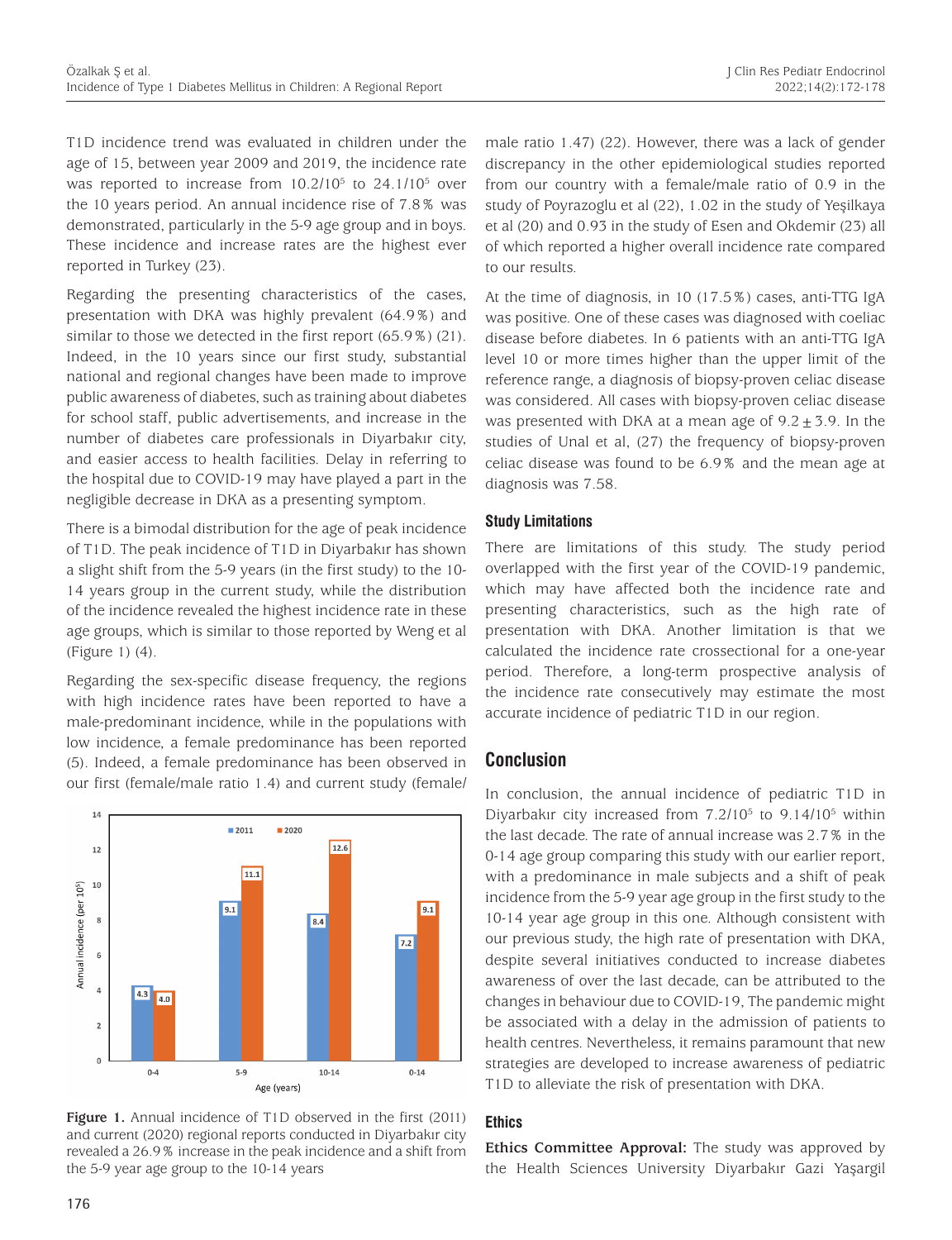T1D incidence trend was evaluated in children under the age of 15, between year 2009 and 2019, the incidence rate was reported to increase from $10.2/10^5$ to $24.1/10^5$ over the 10 years period. An annual incidence rise of 7.8% was demonstrated, particularly in the 5-9 age group and in boys. These incidence and increase rates are the highest ever reported in Turkey (23).

Regarding the presenting characteristics of the cases, presentation with DKA was highly prevalent (64.9%) and similar to those we detected in the first report (65.9%) (21). Indeed, in the 10 years since our first study, substantial national and regional changes have been made to improve public awareness of diabetes, such as training about diabetes for school staff, public advertisements, and increase in the number of diabetes care professionals in Diyarbakır city, and easier access to health facilities. Delay in referring to the hospital due to COVID-19 may have played a part in the negligible decrease in DKA as a presenting symptom.

There is a bimodal distribution for the age of peak incidence of T1D. The peak incidence of T1D in Diyarbakır has shown a slight shift from the 5-9 years (in the first study) to the 10-14 years group in the current study, while the distribution of the incidence revealed the highest incidence rate in these age groups, which is similar to those reported by Weng et al (Figure 1) (4).

Regarding the sex-specific disease frequency, the regions with high incidence rates have been reported to have a male-predominant incidence, while in the populations with low incidence, a female predominance has been reported (5). Indeed, a female predominance has been observed in our first (female/male ratio 1.4) and current study (female/male ratio 1.47) (22). However, there was a lack of gender discrepancy in the other epidemiological studies reported from our country with a female/male ratio of 0.9 in the study of Poyrazoglu et al (22), 1.02 in the study of Yeşilkaya et al (20) and 0.93 in the study of Esen and Okdemir (23) all of which reported a higher overall incidence rate compared to our results.

Figure 1. Annual incidence of T1D observed in the first (2011) and current (2020) regional reports conducted in Diyarbakır city revealed a 26.9% increase in the peak incidence and a shift from the 5-9 year age group to the 10-14 years

At the time of diagnosis, in 10 (17.5%) cases, anti-TTG IgA was positive. One of these cases was diagnosed with coeliac disease before diabetes. In 6 patients with an anti-TTG IgA level 10 or more times higher than the upper limit of the reference range, a diagnosis of biopsy-proven celiac disease was considered. All cases with biopsy-proven celiac disease was presented with DKA at a mean age of $9.2 \pm 3.9$. In the studies of Unal et al, (27) the frequency of biopsy-proven celiac disease was found to be 6.9% and the mean age at diagnosis was 7.58.

### Study Limitations

There are limitations of this study. The study period overlapped with the first year of the COVID-19 pandemic, which may have affected both the incidence rate and presenting characteristics, such as the high rate of presentation with DKA. Another limitation is that we calculated the incidence rate crossectional for a one-year period. Therefore, a long-term prospective analysis of the incidence rate consecutively may estimate the most accurate incidence of pediatric T1D in our region.

## Conclusion

In conclusion, the annual incidence of pediatric T1D in Diyarbakır city increased from $7.2/10^5$ to $9.14/10^5$ within the last decade. The rate of annual increase was 2.7% in the 0-14 age group comparing this study with our earlier report, with a predominance in male subjects and a shift of peak incidence from the 5-9 year age group in the first study to the 10-14 year age group in this one. Although consistent with our previous study, the high rate of presentation with DKA, despite several initiatives conducted to increase diabetes awareness of over the last decade, can be attributed to the changes in behaviour due to COVID-19, The pandemic might be associated with a delay in the admission of patients to health centres. Nevertheless, it remains paramount that new strategies are developed to increase awareness of pediatric T1D to alleviate the risk of presentation with DKA.

### Ethics

**Ethics Committee Approval:** The study was approved by the Health Sciences University Diyarbakır Gazi Yaşargil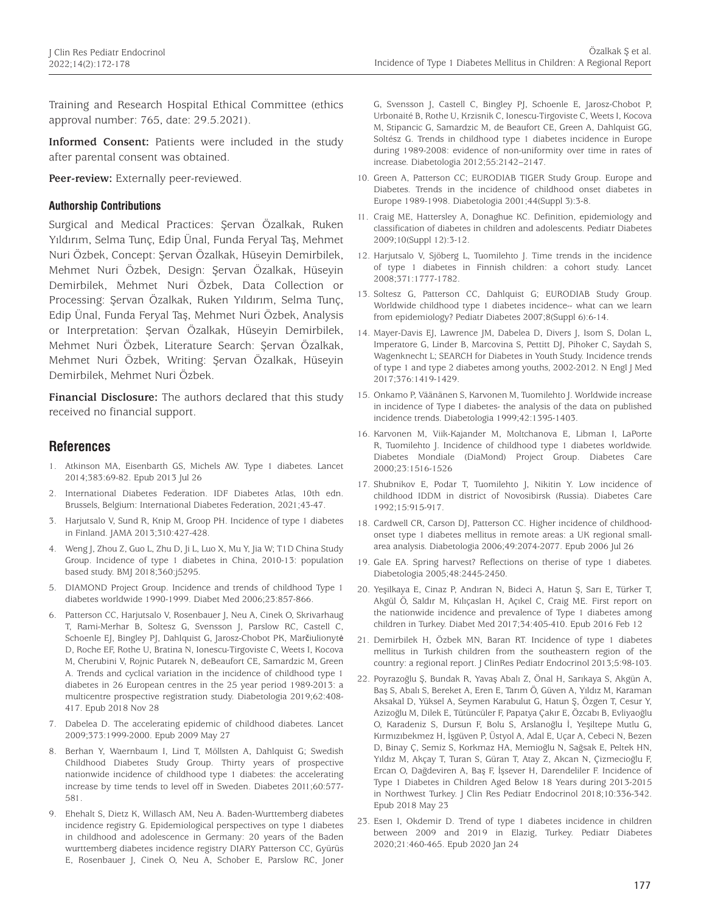Training and Research Hospital Ethical Committee (ethics approval number: 765, date: 29.5.2021).

**Informed Consent:** Patients were included in the study after parental consent was obtained.

**Peer-review:** Externally peer-reviewed.

### Authorship Contributions

Surgical and Medical Practices: Şervan Özalkak, Ruken Yıldırım, Selma Tunç, Edip Ünal, Funda Feryal Taş, Mehmet Nuri Özbek, Concept: Şervan Özalkak, Hüseyin Demirbilek, Mehmet Nuri Özbek, Design: Şervan Özalkak, Hüseyin Demirbilek, Mehmet Nuri Özbek, Data Collection or Processing: Şervan Özalkak, Ruken Yıldırım, Selma Tunç, Edip Ünal, Funda Feryal Taş, Mehmet Nuri Özbek, Analysis or Interpretation: Şervan Özalkak, Hüseyin Demirbilek, Mehmet Nuri Özbek, Literature Search: Şervan Özalkak, Mehmet Nuri Özbek, Writing: Şervan Özalkak, Hüseyin Demirbilek, Mehmet Nuri Özbek.

**Financial Disclosure:** The authors declared that this study received no financial support.

## References

1. Atkinson MA, Eisenbarth GS, Michels AW. Type 1 diabetes. Lancet 2014;383:69-82. Epub 2013 Jul 26
2. International Diabetes Federation. IDF Diabetes Atlas, 10th edn. Brussels, Belgium: International Diabetes Federation, 2021;43-47.
3. Harjutsalo V, Sund R, Knip M, Groop PH. Incidence of type 1 diabetes in Finland. JAMA 2013;310:427-428.
4. Weng J, Zhou Z, Guo L, Zhu D, Ji L, Luo X, Mu Y, Jia W; T1D China Study Group. Incidence of type 1 diabetes in China, 2010-13: population based study. BMJ 2018;360:j5295.
5. DIAMOND Project Group. Incidence and trends of childhood Type 1 diabetes worldwide 1990-1999. Diabet Med 2006;23:857-866.
6. Patterson CC, Harjutsalo V, Rosenbauer J, Neu A, Cinek O, Skrivarhaug T, Rami-Merhar B, Soltesz G, Svensson J, Parslow RC, Castell C, Schoenle EJ, Bingley PJ, Dahlquist G, Jarosz-Chobot PK, Marčiulionytė D, Roche EF, Rothe U, Bratina N, Ionescu-Tirgoviste C, Weets I, Kocova M, Cherubini V, Rojnic Putarek N, deBeaufort CE, Samardzic M, Green A. Trends and cyclical variation in the incidence of childhood type 1 diabetes in 26 European centres in the 25 year period 1989-2013: a multicentre prospective registration study. Diabetologia 2019;62:408-417. Epub 2018 Nov 28
7. Dabelea D. The accelerating epidemic of childhood diabetes. Lancet 2009;373:1999-2000. Epub 2009 May 27
8. Berhan Y, Waernbaum I, Lind T, Möllsten A, Dahlquist G; Swedish Childhood Diabetes Study Group. Thirty years of prospective nationwide incidence of childhood type 1 diabetes: the accelerating increase by time tends to level off in Sweden. Diabetes 2011;60:577-581.
9. Ehehalt S, Dietz K, Willasch AM, Neu A. Baden-Wurttemberg diabetes incidence registry G. Epidemiological perspectives on type 1 diabetes in childhood and adolescence in Germany: 20 years of the Baden wurttemberg diabetes incidence registry DIARY Patterson CC, Gyürüs E, Rosenbauer J, Cinek O, Neu A, Schober E, Parslow RC, Joner G, Svensson J, Castell C, Bingley PJ, Schoenle E, Jarosz-Chobot P, Urbonaité B, Rothe U, Krzisnik C, Ionescu-Tirgoviste C, Weets I, Kocova M, Stipancic G, Samardzic M, de Beaufort CE, Green A, Dahlquist GG, Soltész G. Trends in childhood type 1 diabetes incidence in Europe during 1989-2008: evidence of non-uniformity over time in rates of increase. Diabetologia 2012;55:2142–2147.
10. Green A, Patterson CC; EURODIAB TIGER Study Group. Europe and Diabetes. Trends in the incidence of childhood onset diabetes in Europe 1989-1998. Diabetologia 2001;44(Suppl 3):3-8.
11. Craig ME, Hattersley A, Donaghue KC. Definition, epidemiology and classification of diabetes in children and adolescents. Pediatr Diabetes 2009;10(Suppl 12):3-12.
12. Harjutsalo V, Sjöberg L, Tuomilehto J. Time trends in the incidence of type 1 diabetes in Finnish children: a cohort study. Lancet 2008;371:1777-1782.
13. Soltesz G, Patterson CC, Dahlquist G; EURODIAB Study Group. Worldwide childhood type 1 diabetes incidence-- what can we learn from epidemiology? Pediatr Diabetes 2007;8(Suppl 6):6-14.
14. Mayer-Davis EJ, Lawrence JM, Dabelea D, Divers J, Isom S, Dolan L, Imperatore G, Linder B, Marcovina S, Pettitt DJ, Pihoker C, Saydah S, Wagenknecht L; SEARCH for Diabetes in Youth Study. Incidence trends of type 1 and type 2 diabetes among youths, 2002-2012. N Engl J Med 2017;376:1419-1429.
15. Onkamo P, Väänänen S, Karvonen M, Tuomilehto J. Worldwide increase in incidence of Type I diabetes- the analysis of the data on published incidence trends. Diabetologia 1999;42:1395-1403.
16. Karvonen M, Viik-Kajander M, Moltchanova E, Libman I, LaPorte R, Tuomilehto J. Incidence of childhood type 1 diabetes worldwide. Diabetes Mondiale (DiaMond) Project Group. Diabetes Care 2000;23:1516-1526
17. Shubnikov E, Podar T, Tuomilehto J, Nikitin Y. Low incidence of childhood IDDM in district of Novosibirsk (Russia). Diabetes Care 1992;15:915-917.
18. Cardwell CR, Carson DJ, Patterson CC. Higher incidence of childhood-onset type 1 diabetes mellitus in remote areas: a UK regional small-area analysis. Diabetologia 2006;49:2074-2077. Epub 2006 Jul 26
19. Gale EA. Spring harvest? Reflections on therise of type 1 diabetes. Diabetologia 2005;48:2445-2450.
20. Yeşilkaya E, Cinaz P, Andıran N, Bideci A, Hatun Ş, Sarı E, Türker T, Akgül Ö, Saldır M, Kılıçaslan H, Açıkel C, Craig ME. First report on the nationwide incidence and prevalence of Type 1 diabetes among children in Turkey. Diabet Med 2017;34:405-410. Epub 2016 Feb 12
21. Demirbilek H, Özbek MN, Baran RT. Incidence of type 1 diabetes mellitus in Turkish children from the southeastern region of the country: a regional report. J ClinRes Pediatr Endocrinol 2013;5:98-103.
22. Poyrazoğlu Ş, Bundak R, Yavaş Abalı Z, Önal H, Sarıkaya S, Akgün A, Baş S, Abalı S, Bereket A, Eren E, Tarım Ö, Güven A, Yıldız M, Karaman Aksakal D, Yüksel A, Seymen Karabulut G, Hatun Ş, Özgen T, Cesur Y, Azizoğlu M, Dilek E, Tütüncüler F, Papatya Çakır E, Özcabı B, Evliyaoğlu O, Karadeniz S, Dursun F, Bolu S, Arslanoğlu İ, Yeşiltepe Mutlu G, Kırmızıbekmez H, İşgüven P, Üstyol A, Adal E, Uçar A, Cebeci N, Bezen D, Binay Ç, Semiz S, Korkmaz HA, Memioğlu N, Sağsak E, Peltek HN, Yıldız M, Akçay T, Turan S, Güran T, Atay Z, Akcan N, Çizmecioğlu F, Ercan O, Dağdeviren A, Baş F, İşsever H, Darendeliler F. Incidence of Type 1 Diabetes in Children Aged Below 18 Years during 2013-2015 in Northwest Turkey. J Clin Res Pediatr Endocrinol 2018;10:336-342. Epub 2018 May 23
23. Esen I, Okdemir D. Trend of type 1 diabetes incidence in children between 2009 and 2019 in Elazig, Turkey. Pediatr Diabetes 2020;21:460-465. Epub 2020 Jan 24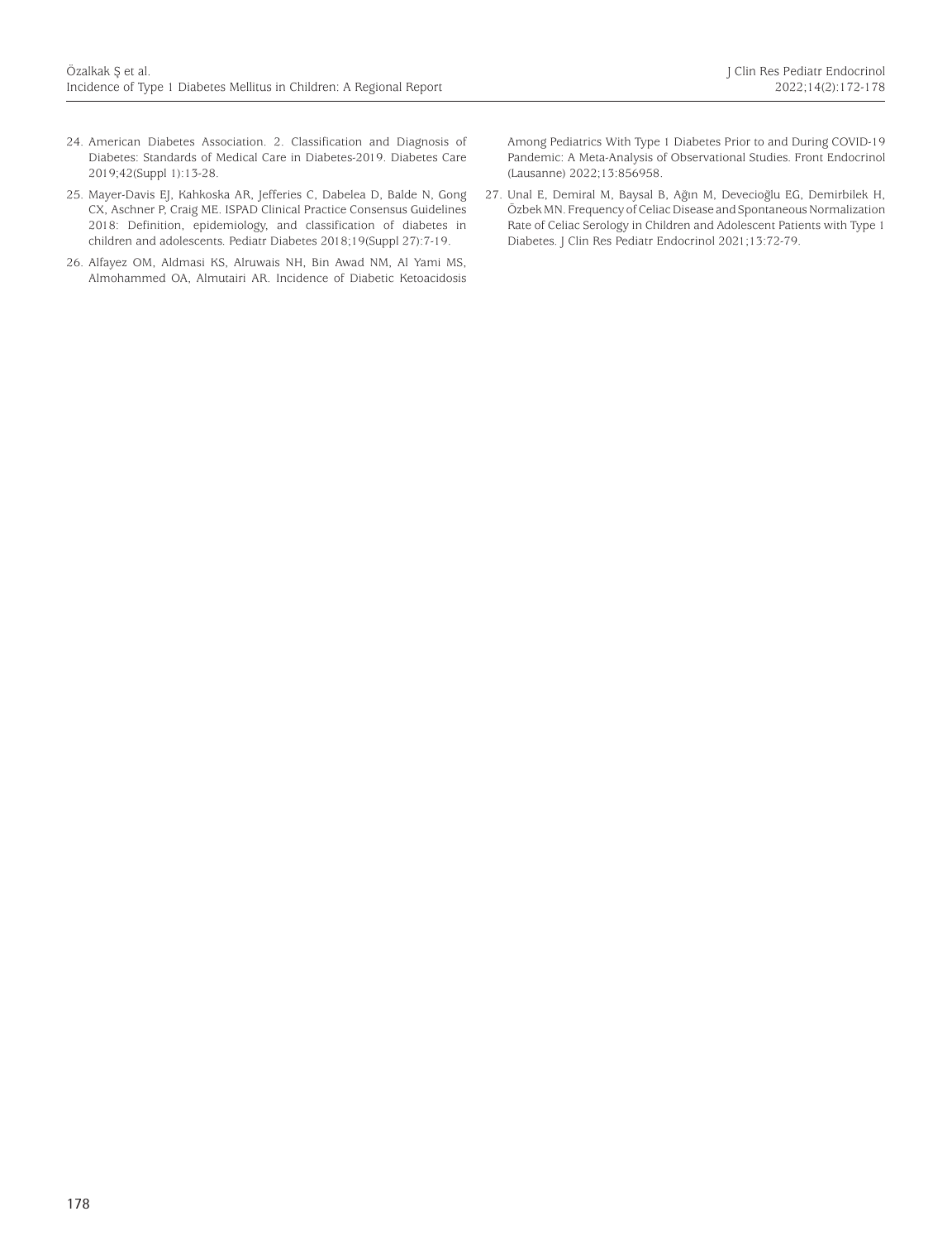24. American Diabetes Association. 2. Classification and Diagnosis of Diabetes: Standards of Medical Care in Diabetes-2019. Diabetes Care 2019;42(Suppl 1):13-28.
25. Mayer-Davis EJ, Kahkoska AR, Jefferies C, Dabelea D, Balde N, Gong CX, Aschner P, Craig ME. ISPAD Clinical Practice Consensus Guidelines 2018: Definition, epidemiology, and classification of diabetes in children and adolescents. Pediatr Diabetes 2018;19(Suppl 27):7-19.
26. Alfayez OM, Aldmasi KS, Alruwais NH, Bin Awad NM, Al Yami MS, Almohammed OA, Almutairi AR. Incidence of Diabetic Ketoacidosis Among Pediatrics With Type 1 Diabetes Prior to and During COVID-19 Pandemic: A Meta-Analysis of Observational Studies. Front Endocrinol (Lausanne) 2022;13:856958.
27. Unal E, Demiral M, Baysal B, Ağın M, Devecioğlu EG, Demirbilek H, Özbek MN. Frequency of Celiac Disease and Spontaneous Normalization Rate of Celiac Serology in Children and Adolescent Patients with Type 1 Diabetes. J Clin Res Pediatr Endocrinol 2021;13:72-79.